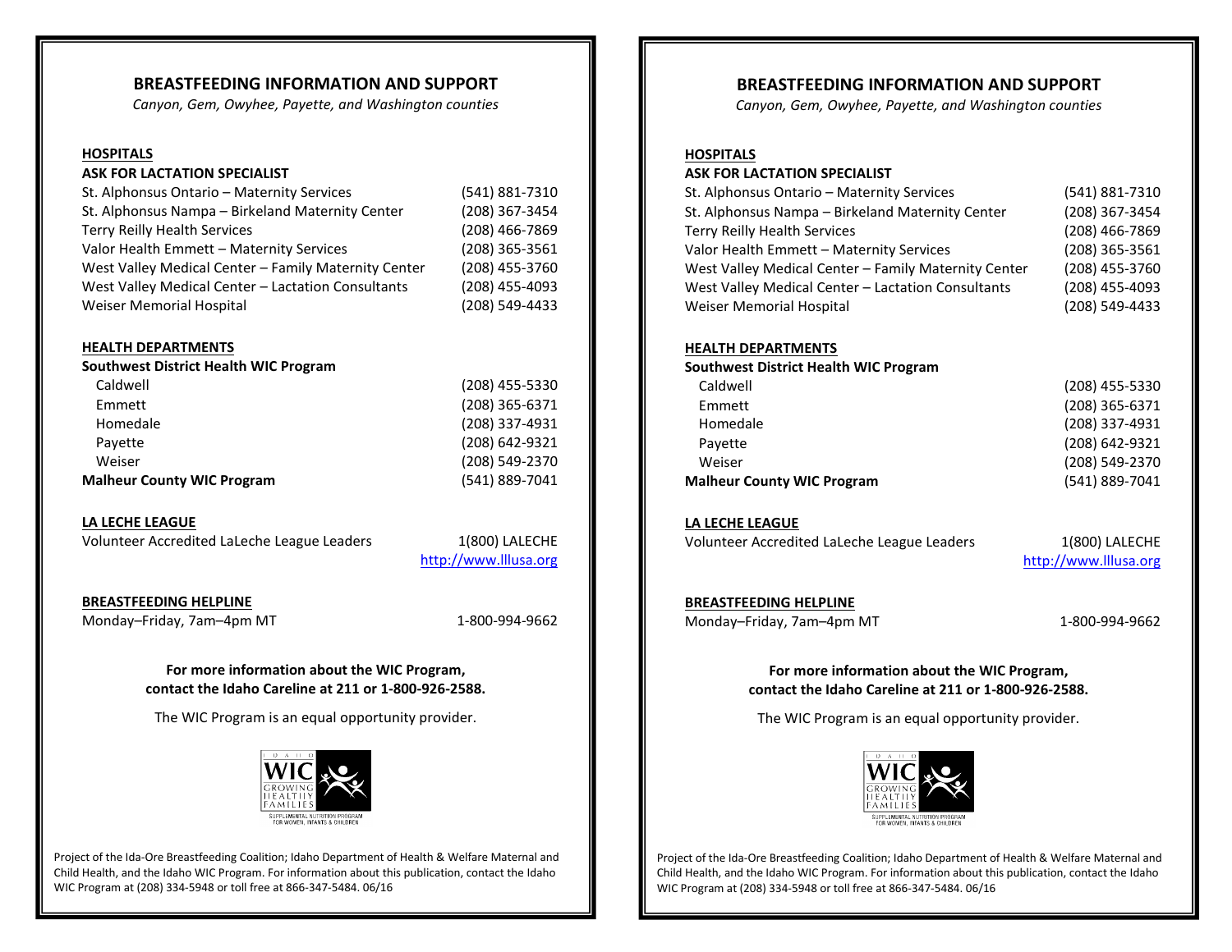## BREASTFEEDING INFORMATION AND SUPPORT

*Canyon, Gem, Owyhee, Payette, and Washington counties*

### HOSPITALS

**ASK FOR LACTATION SPECIALIST**

| | |
|---|---|
| St. Alphonsus Ontario – Maternity Services | (541) 881-7310 |
| St. Alphonsus Nampa – Birkeland Maternity Center | (208) 367-3454 |
| Terry Reilly Health Services | (208) 466-7869 |
| Valor Health Emmett – Maternity Services | (208) 365-3561 |
| West Valley Medical Center – Family Maternity Center | (208) 455-3760 |
| West Valley Medical Center – Lactation Consultants | (208) 455-4093 |
| Weiser Memorial Hospital | (208) 549-4433 |

### HEALTH DEPARTMENTS

| | |
|---|---|
| **Southwest District Health WIC Program** | |
| Caldwell | (208) 455-5330 |
| Emmett | (208) 365-6371 |
| Homedale | (208) 337-4931 |
| Payette | (208) 642-9321 |
| Weiser | (208) 549-2370 |
| **Malheur County WIC Program** | (541) 889-7041 |

### LA LECHE LEAGUE

| | |
|---|---|
| Volunteer Accredited LaLeche League Leaders | 1(800) LALECHE<br>http://www.lllusa.org |

### BREASTFEEDING HELPLINE

| | |
|---|---|
| Monday–Friday, 7am–4pm MT | 1-800-994-9662 |

**For more information about the WIC Program, contact the Idaho Careline at 211 or 1-800-926-2588.**

The WIC Program is an equal opportunity provider.

Project of the Ida-Ore Breastfeeding Coalition; Idaho Department of Health & Welfare Maternal and Child Health, and the Idaho WIC Program. For information about this publication, contact the Idaho WIC Program at (208) 334-5948 or toll free at 866-347-5484. 06/16

---

## BREASTFEEDING INFORMATION AND SUPPORT

*Canyon, Gem, Owyhee, Payette, and Washington counties*

### HOSPITALS

**ASK FOR LACTATION SPECIALIST**

| | |
|---|---|
| St. Alphonsus Ontario – Maternity Services | (541) 881-7310 |
| St. Alphonsus Nampa – Birkeland Maternity Center | (208) 367-3454 |
| Terry Reilly Health Services | (208) 466-7869 |
| Valor Health Emmett – Maternity Services | (208) 365-3561 |
| West Valley Medical Center – Family Maternity Center | (208) 455-3760 |
| West Valley Medical Center – Lactation Consultants | (208) 455-4093 |
| Weiser Memorial Hospital | (208) 549-4433 |

### HEALTH DEPARTMENTS

| | |
|---|---|
| **Southwest District Health WIC Program** | |
| Caldwell | (208) 455-5330 |
| Emmett | (208) 365-6371 |
| Homedale | (208) 337-4931 |
| Payette | (208) 642-9321 |
| Weiser | (208) 549-2370 |
| **Malheur County WIC Program** | (541) 889-7041 |

### LA LECHE LEAGUE

| | |
|---|---|
| Volunteer Accredited LaLeche League Leaders | 1(800) LALECHE<br>http://www.lllusa.org |

### BREASTFEEDING HELPLINE

| | |
|---|---|
| Monday–Friday, 7am–4pm MT | 1-800-994-9662 |

**For more information about the WIC Program, contact the Idaho Careline at 211 or 1-800-926-2588.**

The WIC Program is an equal opportunity provider.

Project of the Ida-Ore Breastfeeding Coalition; Idaho Department of Health & Welfare Maternal and Child Health, and the Idaho WIC Program. For information about this publication, contact the Idaho WIC Program at (208) 334-5948 or toll free at 866-347-5484. 06/16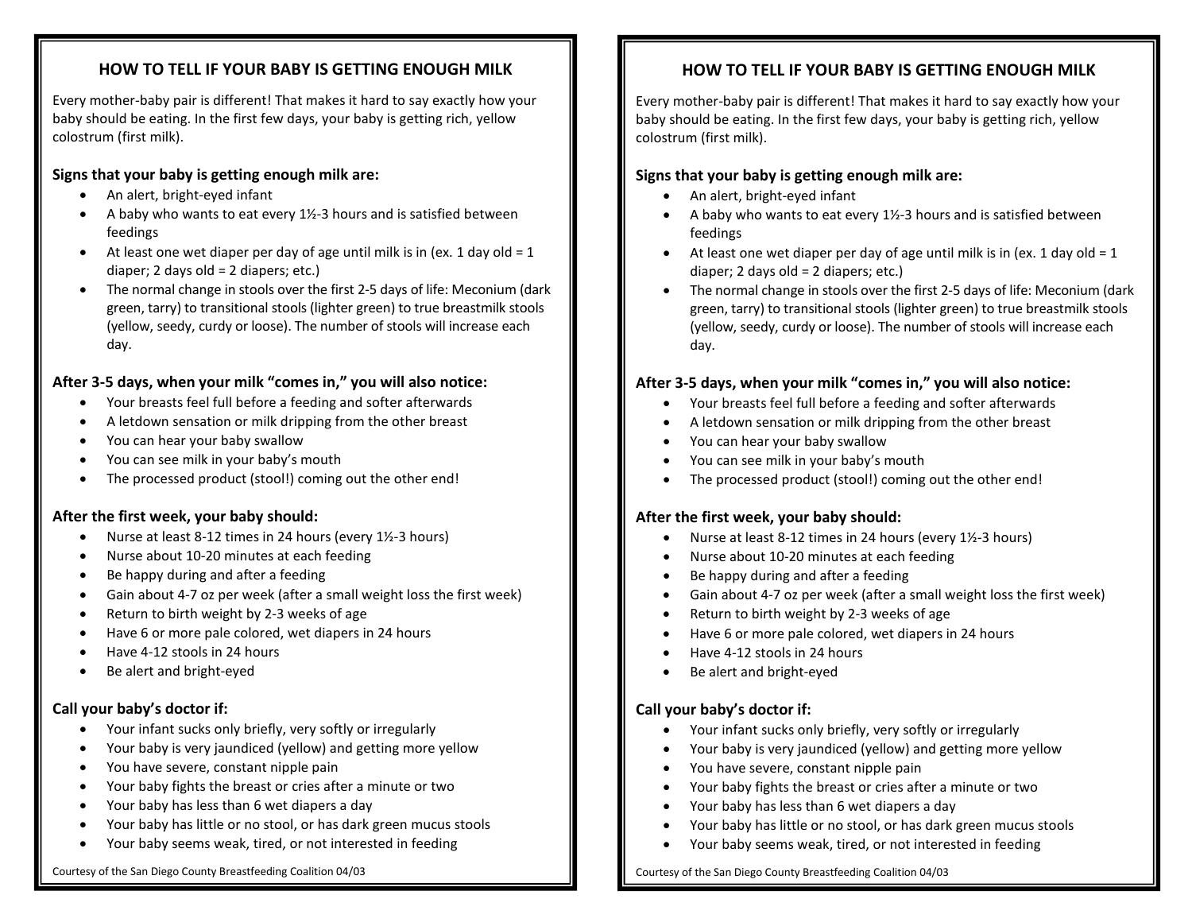## HOW TO TELL IF YOUR BABY IS GETTING ENOUGH MILK

Every mother-baby pair is different! That makes it hard to say exactly how your baby should be eating. In the first few days, your baby is getting rich, yellow colostrum (first milk).

### Signs that your baby is getting enough milk are:

- An alert, bright-eyed infant
- A baby who wants to eat every 1½-3 hours and is satisfied between feedings
- At least one wet diaper per day of age until milk is in (ex. 1 day old = 1 diaper; 2 days old = 2 diapers; etc.)
- The normal change in stools over the first 2-5 days of life: Meconium (dark green, tarry) to transitional stools (lighter green) to true breastmilk stools (yellow, seedy, curdy or loose). The number of stools will increase each day.

### After 3-5 days, when your milk "comes in," you will also notice:

- Your breasts feel full before a feeding and softer afterwards
- A letdown sensation or milk dripping from the other breast
- You can hear your baby swallow
- You can see milk in your baby's mouth
- The processed product (stool!) coming out the other end!

### After the first week, your baby should:

- Nurse at least 8-12 times in 24 hours (every 1½-3 hours)
- Nurse about 10-20 minutes at each feeding
- Be happy during and after a feeding
- Gain about 4-7 oz per week (after a small weight loss the first week)
- Return to birth weight by 2-3 weeks of age
- Have 6 or more pale colored, wet diapers in 24 hours
- Have 4-12 stools in 24 hours
- Be alert and bright-eyed

### Call your baby's doctor if:

- Your infant sucks only briefly, very softly or irregularly
- Your baby is very jaundiced (yellow) and getting more yellow
- You have severe, constant nipple pain
- Your baby fights the breast or cries after a minute or two
- Your baby has less than 6 wet diapers a day
- Your baby has little or no stool, or has dark green mucus stools
- Your baby seems weak, tired, or not interested in feeding

Courtesy of the San Diego County Breastfeeding Coalition 04/03

## HOW TO TELL IF YOUR BABY IS GETTING ENOUGH MILK

Every mother-baby pair is different! That makes it hard to say exactly how your baby should be eating. In the first few days, your baby is getting rich, yellow colostrum (first milk).

### Signs that your baby is getting enough milk are:

- An alert, bright-eyed infant
- A baby who wants to eat every 1½-3 hours and is satisfied between feedings
- At least one wet diaper per day of age until milk is in (ex. 1 day old = 1 diaper; 2 days old = 2 diapers; etc.)
- The normal change in stools over the first 2-5 days of life: Meconium (dark green, tarry) to transitional stools (lighter green) to true breastmilk stools (yellow, seedy, curdy or loose). The number of stools will increase each day.

### After 3-5 days, when your milk "comes in," you will also notice:

- Your breasts feel full before a feeding and softer afterwards
- A letdown sensation or milk dripping from the other breast
- You can hear your baby swallow
- You can see milk in your baby's mouth
- The processed product (stool!) coming out the other end!

### After the first week, your baby should:

- Nurse at least 8-12 times in 24 hours (every 1½-3 hours)
- Nurse about 10-20 minutes at each feeding
- Be happy during and after a feeding
- Gain about 4-7 oz per week (after a small weight loss the first week)
- Return to birth weight by 2-3 weeks of age
- Have 6 or more pale colored, wet diapers in 24 hours
- Have 4-12 stools in 24 hours
- Be alert and bright-eyed

### Call your baby's doctor if:

- Your infant sucks only briefly, very softly or irregularly
- Your baby is very jaundiced (yellow) and getting more yellow
- You have severe, constant nipple pain
- Your baby fights the breast or cries after a minute or two
- Your baby has less than 6 wet diapers a day
- Your baby has little or no stool, or has dark green mucus stools
- Your baby seems weak, tired, or not interested in feeding

Courtesy of the San Diego County Breastfeeding Coalition 04/03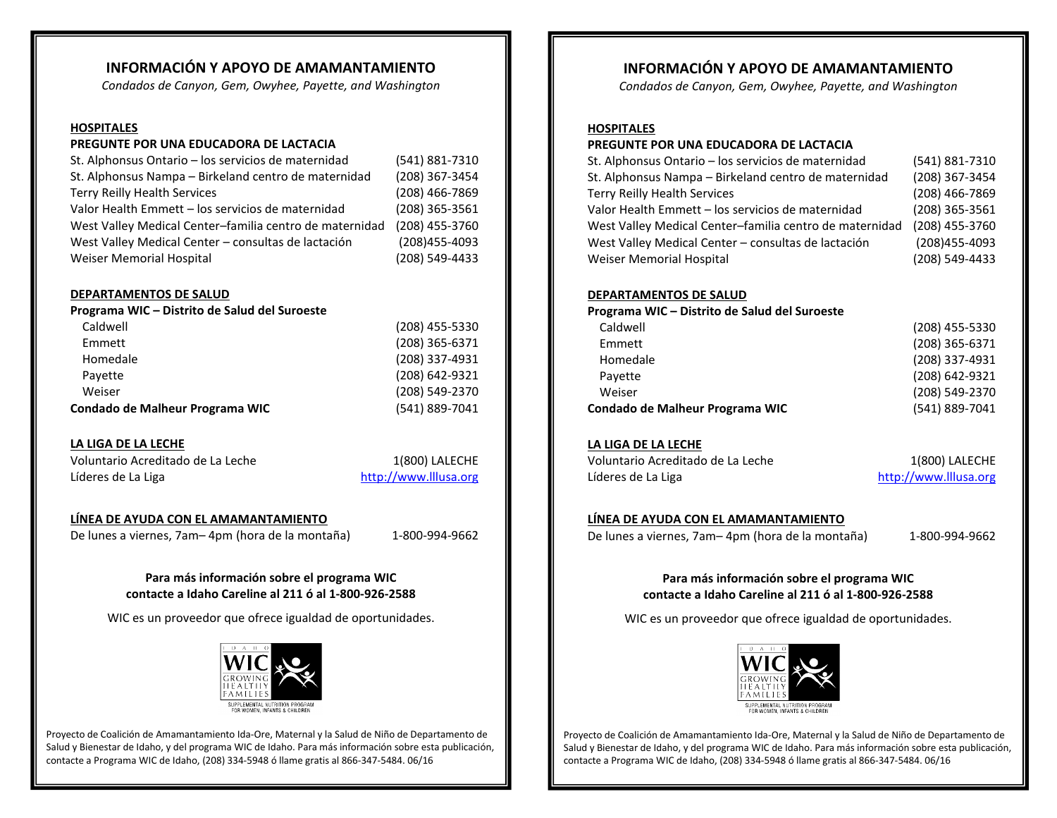## INFORMACIÓN Y APOYO DE AMAMANTAMIENTO

*Condados de Canyon, Gem, Owyhee, Payette, and Washington*

### HOSPITALES

**PREGUNTE POR UNA EDUCADORA DE LACTACIA**

| | |
|---|---|
| St. Alphonsus Ontario – los servicios de maternidad | (541) 881-7310 |
| St. Alphonsus Nampa – Birkeland centro de maternidad | (208) 367-3454 |
| Terry Reilly Health Services | (208) 466-7869 |
| Valor Health Emmett – los servicios de maternidad | (208) 365-3561 |
| West Valley Medical Center–familia centro de maternidad | (208) 455-3760 |
| West Valley Medical Center – consultas de lactación | (208)455-4093 |
| Weiser Memorial Hospital | (208) 549-4433 |

### DEPARTAMENTOS DE SALUD

**Programa WIC – Distrito de Salud del Suroeste**

| | |
|---|---|
| Caldwell | (208) 455-5330 |
| Emmett | (208) 365-6371 |
| Homedale | (208) 337-4931 |
| Payette | (208) 642-9321 |
| Weiser | (208) 549-2370 |
| **Condado de Malheur Programa WIC** | (541) 889-7041 |

### LA LIGA DE LA LECHE

| | |
|---|---|
| Voluntario Acreditado de La Leche | 1(800) LALECHE |
| Líderes de La Liga | http://www.lllusa.org |

### LÍNEA DE AYUDA CON EL AMAMANTAMIENTO

| | |
|---|---|
| De lunes a viernes, 7am– 4pm (hora de la montaña) | 1-800-994-9662 |

**Para más información sobre el programa WIC contacte a Idaho Careline al 211 ó al 1-800-926-2588**

WIC es un proveedor que ofrece igualdad de oportunidades.

IDAHO WIC GROWING HEALTHY FAMILIES
SUPPLEMENTAL NUTRITION PROGRAM FOR WOMEN, INFANTS & CHILDREN

Proyecto de Coalición de Amamantamiento Ida-Ore, Maternal y la Salud de Niño de Departamento de Salud y Bienestar de Idaho, y del programa WIC de Idaho. Para más información sobre esta publicación, contacte a Programa WIC de Idaho, (208) 334-5948 ó llame gratis al 866-347-5484. 06/16

## INFORMACIÓN Y APOYO DE AMAMANTAMIENTO

*Condados de Canyon, Gem, Owyhee, Payette, and Washington*

### HOSPITALES

**PREGUNTE POR UNA EDUCADORA DE LACTACIA**

| | |
|---|---|
| St. Alphonsus Ontario – los servicios de maternidad | (541) 881-7310 |
| St. Alphonsus Nampa – Birkeland centro de maternidad | (208) 367-3454 |
| Terry Reilly Health Services | (208) 466-7869 |
| Valor Health Emmett – los servicios de maternidad | (208) 365-3561 |
| West Valley Medical Center–familia centro de maternidad | (208) 455-3760 |
| West Valley Medical Center – consultas de lactación | (208)455-4093 |
| Weiser Memorial Hospital | (208) 549-4433 |

### DEPARTAMENTOS DE SALUD

**Programa WIC – Distrito de Salud del Suroeste**

| | |
|---|---|
| Caldwell | (208) 455-5330 |
| Emmett | (208) 365-6371 |
| Homedale | (208) 337-4931 |
| Payette | (208) 642-9321 |
| Weiser | (208) 549-2370 |
| **Condado de Malheur Programa WIC** | (541) 889-7041 |

### LA LIGA DE LA LECHE

| | |
|---|---|
| Voluntario Acreditado de La Leche | 1(800) LALECHE |
| Líderes de La Liga | http://www.lllusa.org |

### LÍNEA DE AYUDA CON EL AMAMANTAMIENTO

| | |
|---|---|
| De lunes a viernes, 7am– 4pm (hora de la montaña) | 1-800-994-9662 |

**Para más información sobre el programa WIC contacte a Idaho Careline al 211 ó al 1-800-926-2588**

WIC es un proveedor que ofrece igualdad de oportunidades.

IDAHO WIC GROWING HEALTHY FAMILIES
SUPPLEMENTAL NUTRITION PROGRAM FOR WOMEN, INFANTS & CHILDREN

Proyecto de Coalición de Amamantamiento Ida-Ore, Maternal y la Salud de Niño de Departamento de Salud y Bienestar de Idaho, y del programa WIC de Idaho. Para más información sobre esta publicación, contacte a Programa WIC de Idaho, (208) 334-5948 ó llame gratis al 866-347-5484. 06/16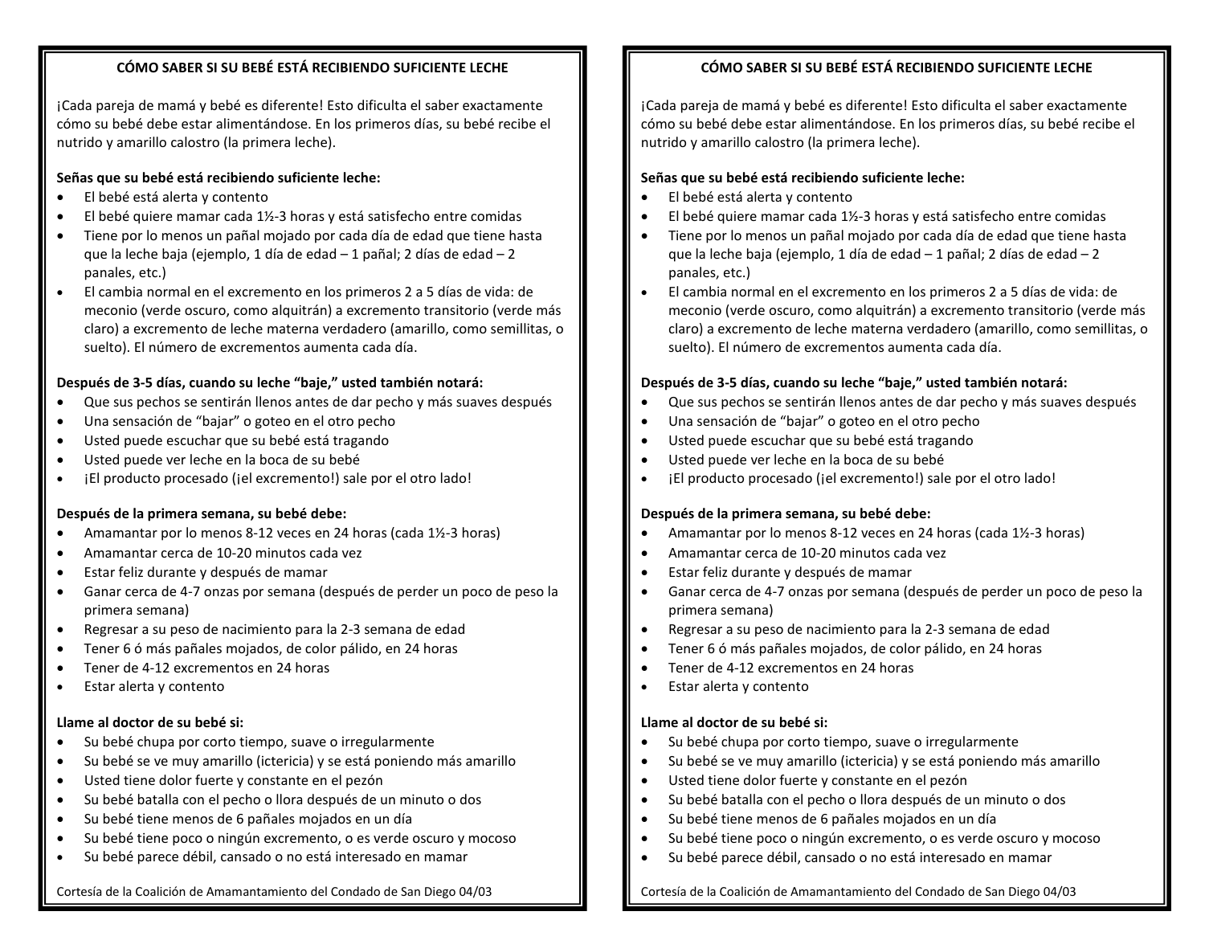## CÓMO SABER SI SU BEBÉ ESTÁ RECIBIENDO SUFICIENTE LECHE

¡Cada pareja de mamá y bebé es diferente! Esto dificulta el saber exactamente cómo su bebé debe estar alimentándose. En los primeros días, su bebé recibe el nutrido y amarillo calostro (la primera leche).

**Señas que su bebé está recibiendo suficiente leche:**

- El bebé está alerta y contento
- El bebé quiere mamar cada 1½-3 horas y está satisfecho entre comidas
- Tiene por lo menos un pañal mojado por cada día de edad que tiene hasta que la leche baja (ejemplo, 1 día de edad – 1 pañal; 2 días de edad – 2 panales, etc.)
- El cambia normal en el excremento en los primeros 2 a 5 días de vida: de meconio (verde oscuro, como alquitrán) a excremento transitorio (verde más claro) a excremento de leche materna verdadero (amarillo, como semillitas, o suelto). El número de excrementos aumenta cada día.

**Después de 3-5 días, cuando su leche "baje," usted también notará:**

- Que sus pechos se sentirán llenos antes de dar pecho y más suaves después
- Una sensación de "bajar" o goteo en el otro pecho
- Usted puede escuchar que su bebé está tragando
- Usted puede ver leche en la boca de su bebé
- ¡El producto procesado (¡el excremento!) sale por el otro lado!

**Después de la primera semana, su bebé debe:**

- Amamantar por lo menos 8-12 veces en 24 horas (cada 1½-3 horas)
- Amamantar cerca de 10-20 minutos cada vez
- Estar feliz durante y después de mamar
- Ganar cerca de 4-7 onzas por semana (después de perder un poco de peso la primera semana)
- Regresar a su peso de nacimiento para la 2-3 semana de edad
- Tener 6 ó más pañales mojados, de color pálido, en 24 horas
- Tener de 4-12 excrementos en 24 horas
- Estar alerta y contento

**Llame al doctor de su bebé si:**

- Su bebé chupa por corto tiempo, suave o irregularmente
- Su bebé se ve muy amarillo (ictericia) y se está poniendo más amarillo
- Usted tiene dolor fuerte y constante en el pezón
- Su bebé batalla con el pecho o llora después de un minuto o dos
- Su bebé tiene menos de 6 pañales mojados en un día
- Su bebé tiene poco o ningún excremento, o es verde oscuro y mocoso
- Su bebé parece débil, cansado o no está interesado en mamar

Cortesía de la Coalición de Amamantamiento del Condado de San Diego 04/03

## CÓMO SABER SI SU BEBÉ ESTÁ RECIBIENDO SUFICIENTE LECHE

¡Cada pareja de mamá y bebé es diferente! Esto dificulta el saber exactamente cómo su bebé debe estar alimentándose. En los primeros días, su bebé recibe el nutrido y amarillo calostro (la primera leche).

**Señas que su bebé está recibiendo suficiente leche:**

- El bebé está alerta y contento
- El bebé quiere mamar cada 1½-3 horas y está satisfecho entre comidas
- Tiene por lo menos un pañal mojado por cada día de edad que tiene hasta que la leche baja (ejemplo, 1 día de edad – 1 pañal; 2 días de edad – 2 panales, etc.)
- El cambia normal en el excremento en los primeros 2 a 5 días de vida: de meconio (verde oscuro, como alquitrán) a excremento transitorio (verde más claro) a excremento de leche materna verdadero (amarillo, como semillitas, o suelto). El número de excrementos aumenta cada día.

**Después de 3-5 días, cuando su leche "baje," usted también notará:**

- Que sus pechos se sentirán llenos antes de dar pecho y más suaves después
- Una sensación de "bajar" o goteo en el otro pecho
- Usted puede escuchar que su bebé está tragando
- Usted puede ver leche en la boca de su bebé
- ¡El producto procesado (¡el excremento!) sale por el otro lado!

**Después de la primera semana, su bebé debe:**

- Amamantar por lo menos 8-12 veces en 24 horas (cada 1½-3 horas)
- Amamantar cerca de 10-20 minutos cada vez
- Estar feliz durante y después de mamar
- Ganar cerca de 4-7 onzas por semana (después de perder un poco de peso la primera semana)
- Regresar a su peso de nacimiento para la 2-3 semana de edad
- Tener 6 ó más pañales mojados, de color pálido, en 24 horas
- Tener de 4-12 excrementos en 24 horas
- Estar alerta y contento

**Llame al doctor de su bebé si:**

- Su bebé chupa por corto tiempo, suave o irregularmente
- Su bebé se ve muy amarillo (ictericia) y se está poniendo más amarillo
- Usted tiene dolor fuerte y constante en el pezón
- Su bebé batalla con el pecho o llora después de un minuto o dos
- Su bebé tiene menos de 6 pañales mojados en un día
- Su bebé tiene poco o ningún excremento, o es verde oscuro y mocoso
- Su bebé parece débil, cansado o no está interesado en mamar

Cortesía de la Coalición de Amamantamiento del Condado de San Diego 04/03